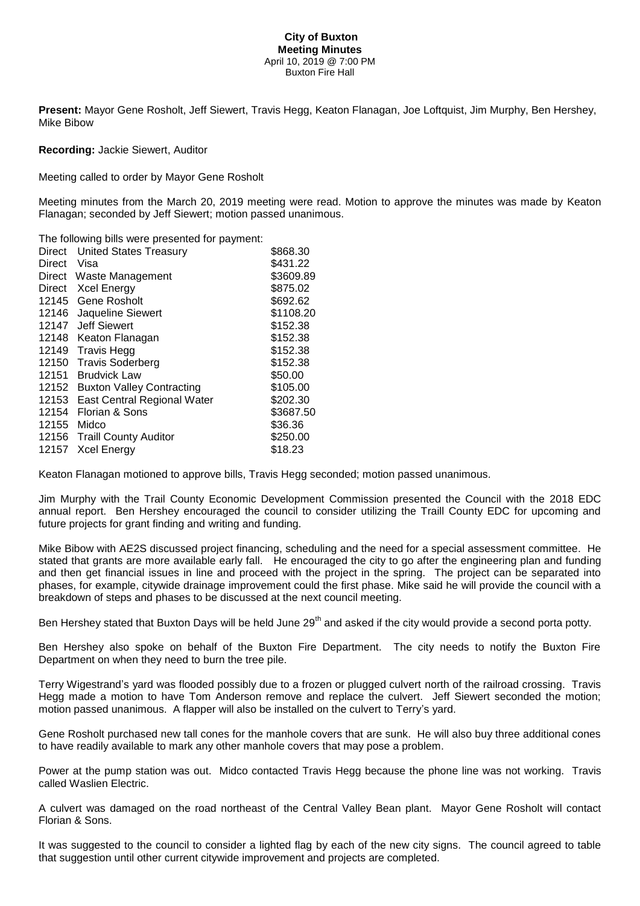# City of Buxton
## Meeting Minutes
April 10, 2019 @ 7:00 PM
Buxton Fire Hall

**Present:** Mayor Gene Rosholt, Jeff Siewert, Travis Hegg, Keaton Flanagan, Joe Loftquist, Jim Murphy, Ben Hershey, Mike Bibow

**Recording:** Jackie Siewert, Auditor

Meeting called to order by Mayor Gene Rosholt

Meeting minutes from the March 20, 2019 meeting were read. Motion to approve the minutes was made by Keaton Flanagan; seconded by Jeff Siewert; motion passed unanimous.

The following bills were presented for payment:

| | | |
|---|---|---|
| Direct | United States Treasury | \$868.30 |
| Direct | Visa | \$431.22 |
| Direct | Waste Management | \$3609.89 |
| Direct | Xcel Energy | \$875.02 |
| 12145 | Gene Rosholt | \$692.62 |
| 12146 | Jaqueline Siewert | \$1108.20 |
| 12147 | Jeff Siewert | \$152.38 |
| 12148 | Keaton Flanagan | \$152.38 |
| 12149 | Travis Hegg | \$152.38 |
| 12150 | Travis Soderberg | \$152.38 |
| 12151 | Brudvick Law | \$50.00 |
| 12152 | Buxton Valley Contracting | \$105.00 |
| 12153 | East Central Regional Water | \$202.30 |
| 12154 | Florian & Sons | \$3687.50 |
| 12155 | Midco | \$36.36 |
| 12156 | Traill County Auditor | \$250.00 |
| 12157 | Xcel Energy | \$18.23 |

Keaton Flanagan motioned to approve bills, Travis Hegg seconded; motion passed unanimous.

Jim Murphy with the Trail County Economic Development Commission presented the Council with the 2018 EDC annual report. Ben Hershey encouraged the council to consider utilizing the Traill County EDC for upcoming and future projects for grant finding and writing and funding.

Mike Bibow with AE2S discussed project financing, scheduling and the need for a special assessment committee. He stated that grants are more available early fall. He encouraged the city to go after the engineering plan and funding and then get financial issues in line and proceed with the project in the spring. The project can be separated into phases, for example, citywide drainage improvement could the first phase. Mike said he will provide the council with a breakdown of steps and phases to be discussed at the next council meeting.

Ben Hershey stated that Buxton Days will be held June 29th and asked if the city would provide a second porta potty.

Ben Hershey also spoke on behalf of the Buxton Fire Department. The city needs to notify the Buxton Fire Department on when they need to burn the tree pile.

Terry Wigestrand's yard was flooded possibly due to a frozen or plugged culvert north of the railroad crossing. Travis Hegg made a motion to have Tom Anderson remove and replace the culvert. Jeff Siewert seconded the motion; motion passed unanimous. A flapper will also be installed on the culvert to Terry's yard.

Gene Rosholt purchased new tall cones for the manhole covers that are sunk. He will also buy three additional cones to have readily available to mark any other manhole covers that may pose a problem.

Power at the pump station was out. Midco contacted Travis Hegg because the phone line was not working. Travis called Waslien Electric.

A culvert was damaged on the road northeast of the Central Valley Bean plant. Mayor Gene Rosholt will contact Florian & Sons.

It was suggested to the council to consider a lighted flag by each of the new city signs. The council agreed to table that suggestion until other current citywide improvement and projects are completed.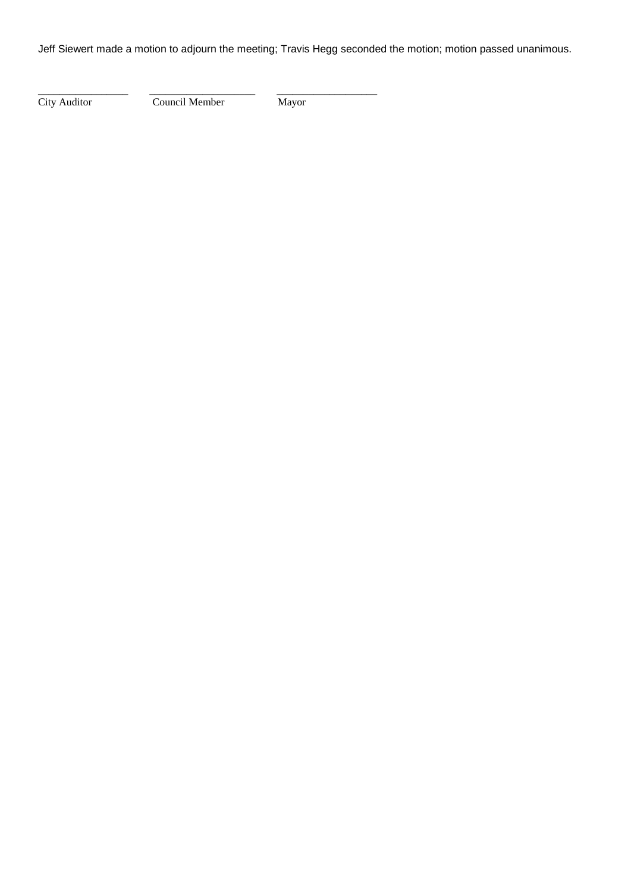Jeff Siewert made a motion to adjourn the meeting; Travis Hegg seconded the motion; motion passed unanimous.

| | | |
|---|---|---|
| _________________ | ____________________ | ___________________ |
| City Auditor | Council Member | Mayor |